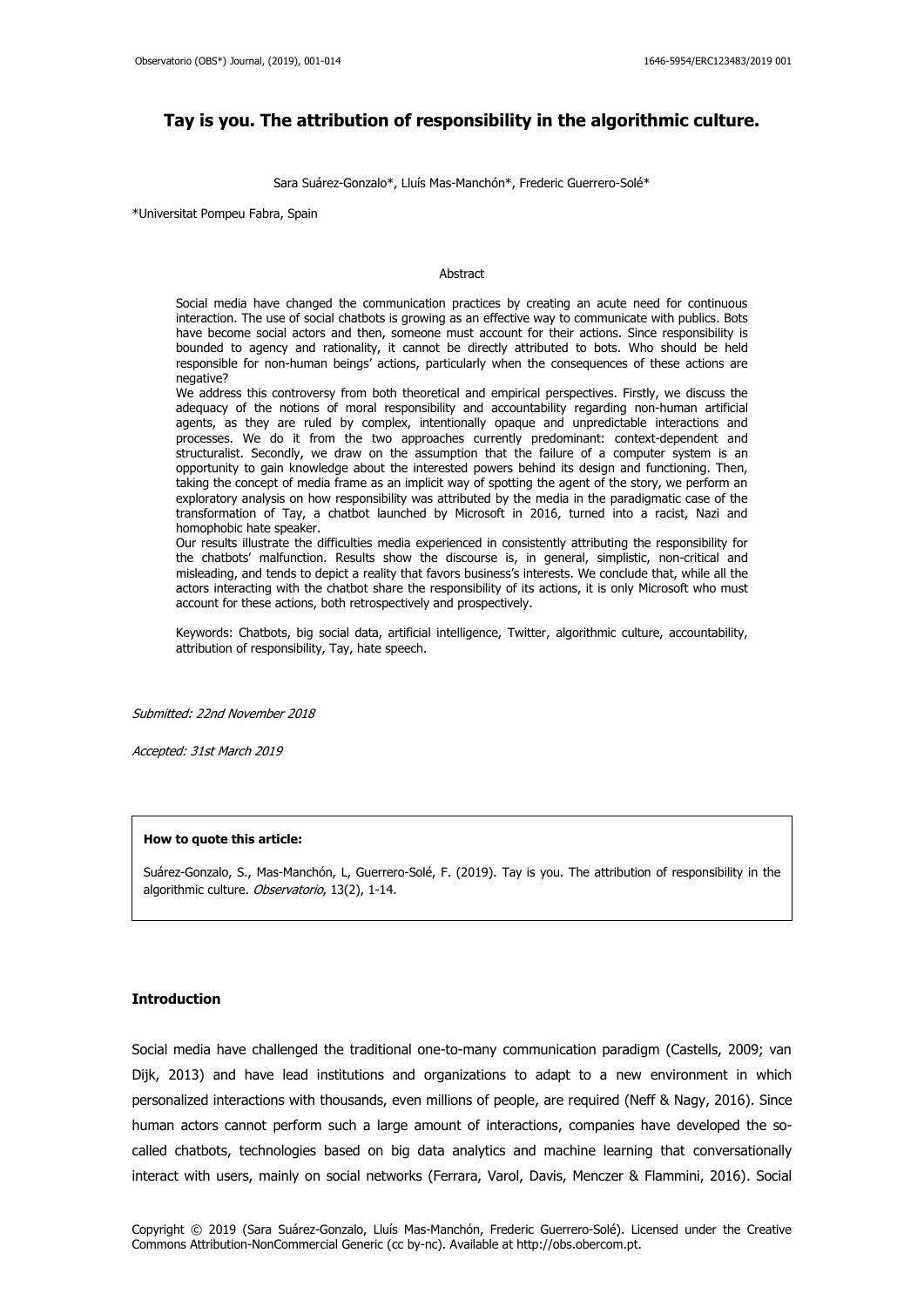# Tay is you. The attribution of responsibility in the algorithmic culture.

Sara Suárez-Gonzalo*, Lluís Mas-Manchón*, Frederic Guerrero-Solé*

*Universitat Pompeu Fabra, Spain

## Abstract

Social media have changed the communication practices by creating an acute need for continuous interaction. The use of social chatbots is growing as an effective way to communicate with publics. Bots have become social actors and then, someone must account for their actions. Since responsibility is bounded to agency and rationality, it cannot be directly attributed to bots. Who should be held responsible for non-human beings' actions, particularly when the consequences of these actions are negative?

We address this controversy from both theoretical and empirical perspectives. Firstly, we discuss the adequacy of the notions of moral responsibility and accountability regarding non-human artificial agents, as they are ruled by complex, intentionally opaque and unpredictable interactions and processes. We do it from the two approaches currently predominant: context-dependent and structuralist. Secondly, we draw on the assumption that the failure of a computer system is an opportunity to gain knowledge about the interested powers behind its design and functioning. Then, taking the concept of media frame as an implicit way of spotting the agent of the story, we perform an exploratory analysis on how responsibility was attributed by the media in the paradigmatic case of the transformation of Tay, a chatbot launched by Microsoft in 2016, turned into a racist, Nazi and homophobic hate speaker.

Our results illustrate the difficulties media experienced in consistently attributing the responsibility for the chatbots' malfunction. Results show the discourse is, in general, simplistic, non-critical and misleading, and tends to depict a reality that favors business's interests. We conclude that, while all the actors interacting with the chatbot share the responsibility of its actions, it is only Microsoft who must account for these actions, both retrospectively and prospectively.

Keywords: Chatbots, big social data, artificial intelligence, Twitter, algorithmic culture, accountability, attribution of responsibility, Tay, hate speech.

*Submitted: 22nd November 2018*

*Accepted: 31st March 2019*

**How to quote this article:**

Suárez-Gonzalo, S., Mas-Manchón, L, Guerrero-Solé, F. (2019). Tay is you. The attribution of responsibility in the algorithmic culture. *Observatorio*, 13(2), 1-14.

## Introduction

Social media have challenged the traditional one-to-many communication paradigm (Castells, 2009; van Dijk, 2013) and have lead institutions and organizations to adapt to a new environment in which personalized interactions with thousands, even millions of people, are required (Neff & Nagy, 2016). Since human actors cannot perform such a large amount of interactions, companies have developed the so-called chatbots, technologies based on big data analytics and machine learning that conversationally interact with users, mainly on social networks (Ferrara, Varol, Davis, Menczer & Flammini, 2016). Social

Copyright © 2019 (Sara Suárez-Gonzalo, Lluís Mas-Manchón, Frederic Guerrero-Solé). Licensed under the Creative Commons Attribution-NonCommercial Generic (cc by-nc). Available at http://obs.obercom.pt.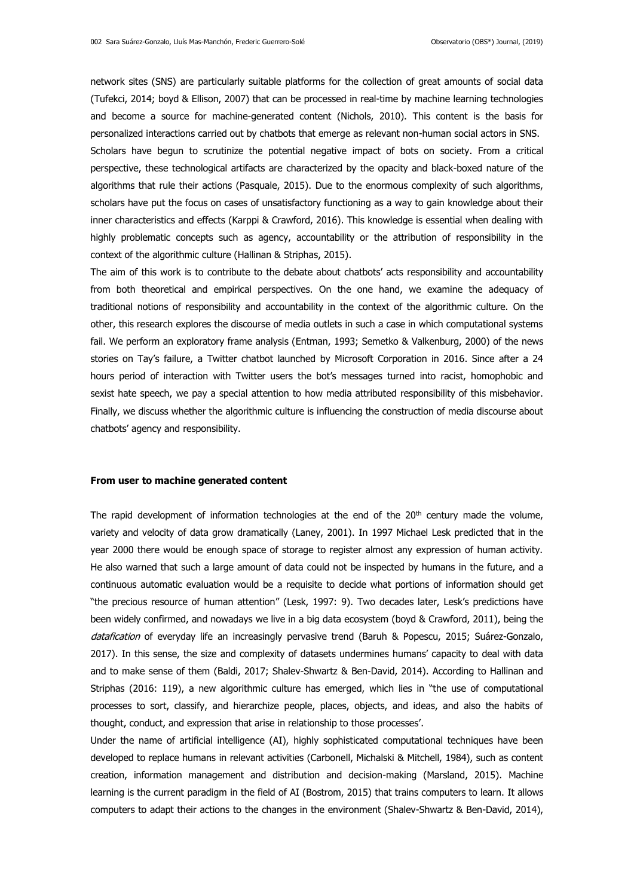network sites (SNS) are particularly suitable platforms for the collection of great amounts of social data (Tufekci, 2014; boyd & Ellison, 2007) that can be processed in real-time by machine learning technologies and become a source for machine-generated content (Nichols, 2010). This content is the basis for personalized interactions carried out by chatbots that emerge as relevant non-human social actors in SNS.

Scholars have begun to scrutinize the potential negative impact of bots on society. From a critical perspective, these technological artifacts are characterized by the opacity and black-boxed nature of the algorithms that rule their actions (Pasquale, 2015). Due to the enormous complexity of such algorithms, scholars have put the focus on cases of unsatisfactory functioning as a way to gain knowledge about their inner characteristics and effects (Karppi & Crawford, 2016). This knowledge is essential when dealing with highly problematic concepts such as agency, accountability or the attribution of responsibility in the context of the algorithmic culture (Hallinan & Striphas, 2015).

The aim of this work is to contribute to the debate about chatbots' acts responsibility and accountability from both theoretical and empirical perspectives. On the one hand, we examine the adequacy of traditional notions of responsibility and accountability in the context of the algorithmic culture. On the other, this research explores the discourse of media outlets in such a case in which computational systems fail. We perform an exploratory frame analysis (Entman, 1993; Semetko & Valkenburg, 2000) of the news stories on Tay's failure, a Twitter chatbot launched by Microsoft Corporation in 2016. Since after a 24 hours period of interaction with Twitter users the bot's messages turned into racist, homophobic and sexist hate speech, we pay a special attention to how media attributed responsibility of this misbehavior. Finally, we discuss whether the algorithmic culture is influencing the construction of media discourse about chatbots' agency and responsibility.

**From user to machine generated content**

The rapid development of information technologies at the end of the 20th century made the volume, variety and velocity of data grow dramatically (Laney, 2001). In 1997 Michael Lesk predicted that in the year 2000 there would be enough space of storage to register almost any expression of human activity. He also warned that such a large amount of data could not be inspected by humans in the future, and a continuous automatic evaluation would be a requisite to decide what portions of information should get "the precious resource of human attention" (Lesk, 1997: 9). Two decades later, Lesk's predictions have been widely confirmed, and nowadays we live in a big data ecosystem (boyd & Crawford, 2011), being the *datafication* of everyday life an increasingly pervasive trend (Baruh & Popescu, 2015; Suárez-Gonzalo, 2017). In this sense, the size and complexity of datasets undermines humans' capacity to deal with data and to make sense of them (Baldi, 2017; Shalev-Shwartz & Ben-David, 2014). According to Hallinan and Striphas (2016: 119), a new algorithmic culture has emerged, which lies in "the use of computational processes to sort, classify, and hierarchize people, places, objects, and ideas, and also the habits of thought, conduct, and expression that arise in relationship to those processes'.

Under the name of artificial intelligence (AI), highly sophisticated computational techniques have been developed to replace humans in relevant activities (Carbonell, Michalski & Mitchell, 1984), such as content creation, information management and distribution and decision-making (Marsland, 2015). Machine learning is the current paradigm in the field of AI (Bostrom, 2015) that trains computers to learn. It allows computers to adapt their actions to the changes in the environment (Shalev-Shwartz & Ben-David, 2014),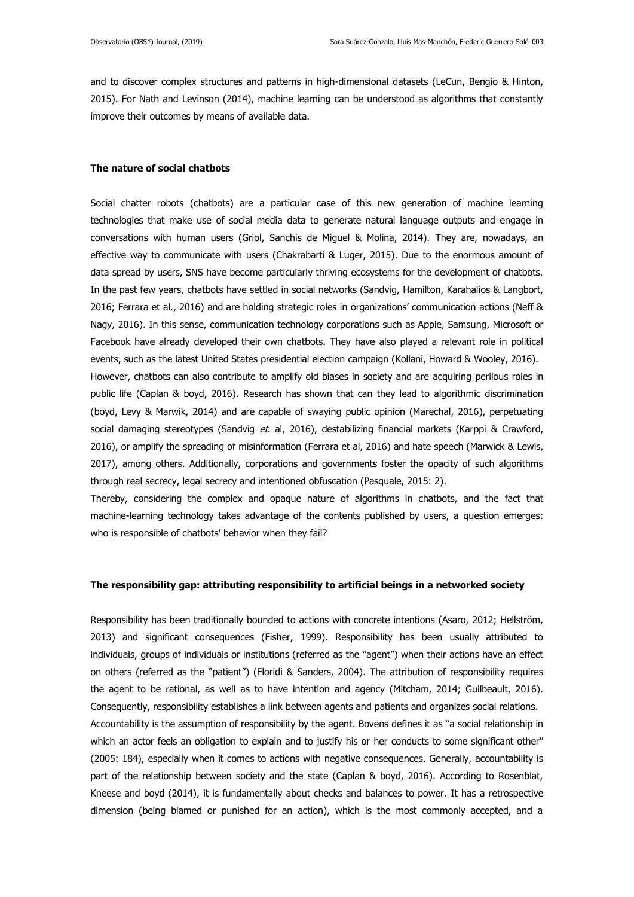and to discover complex structures and patterns in high-dimensional datasets (LeCun, Bengio & Hinton, 2015). For Nath and Levinson (2014), machine learning can be understood as algorithms that constantly improve their outcomes by means of available data.

## The nature of social chatbots

Social chatter robots (chatbots) are a particular case of this new generation of machine learning technologies that make use of social media data to generate natural language outputs and engage in conversations with human users (Griol, Sanchis de Miguel & Molina, 2014). They are, nowadays, an effective way to communicate with users (Chakrabarti & Luger, 2015). Due to the enormous amount of data spread by users, SNS have become particularly thriving ecosystems for the development of chatbots. In the past few years, chatbots have settled in social networks (Sandvig, Hamilton, Karahalios & Langbort, 2016; Ferrara et al., 2016) and are holding strategic roles in organizations' communication actions (Neff & Nagy, 2016). In this sense, communication technology corporations such as Apple, Samsung, Microsoft or Facebook have already developed their own chatbots. They have also played a relevant role in political events, such as the latest United States presidential election campaign (Kollani, Howard & Wooley, 2016).

However, chatbots can also contribute to amplify old biases in society and are acquiring perilous roles in public life (Caplan & boyd, 2016). Research has shown that can they lead to algorithmic discrimination (boyd, Levy & Marwik, 2014) and are capable of swaying public opinion (Marechal, 2016), perpetuating social damaging stereotypes (Sandvig *et.* al, 2016), destabilizing financial markets (Karppi & Crawford, 2016), or amplify the spreading of misinformation (Ferrara et al, 2016) and hate speech (Marwick & Lewis, 2017), among others. Additionally, corporations and governments foster the opacity of such algorithms through real secrecy, legal secrecy and intentioned obfuscation (Pasquale, 2015: 2).

Thereby, considering the complex and opaque nature of algorithms in chatbots, and the fact that machine-learning technology takes advantage of the contents published by users, a question emerges: who is responsible of chatbots' behavior when they fail?

## The responsibility gap: attributing responsibility to artificial beings in a networked society

Responsibility has been traditionally bounded to actions with concrete intentions (Asaro, 2012; Hellström, 2013) and significant consequences (Fisher, 1999). Responsibility has been usually attributed to individuals, groups of individuals or institutions (referred as the "agent") when their actions have an effect on others (referred as the "patient") (Floridi & Sanders, 2004). The attribution of responsibility requires the agent to be rational, as well as to have intention and agency (Mitcham, 2014; Guilbeault, 2016). Consequently, responsibility establishes a link between agents and patients and organizes social relations.

Accountability is the assumption of responsibility by the agent. Bovens defines it as "a social relationship in which an actor feels an obligation to explain and to justify his or her conducts to some significant other" (2005: 184), especially when it comes to actions with negative consequences. Generally, accountability is part of the relationship between society and the state (Caplan & boyd, 2016). According to Rosenblat, Kneese and boyd (2014), it is fundamentally about checks and balances to power. It has a retrospective dimension (being blamed or punished for an action), which is the most commonly accepted, and a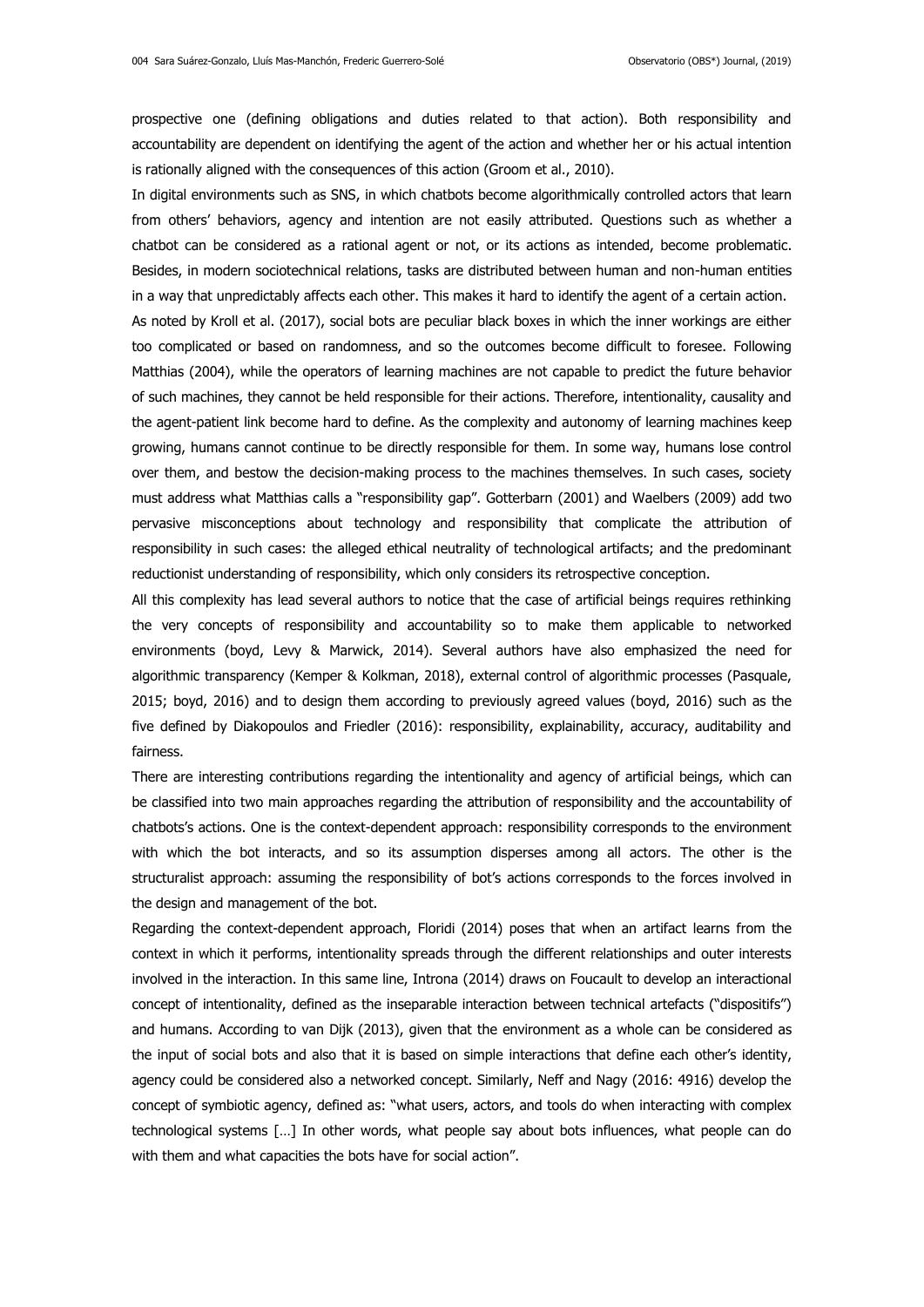prospective one (defining obligations and duties related to that action). Both responsibility and accountability are dependent on identifying the agent of the action and whether her or his actual intention is rationally aligned with the consequences of this action (Groom et al., 2010).

In digital environments such as SNS, in which chatbots become algorithmically controlled actors that learn from others' behaviors, agency and intention are not easily attributed. Questions such as whether a chatbot can be considered as a rational agent or not, or its actions as intended, become problematic. Besides, in modern sociotechnical relations, tasks are distributed between human and non-human entities in a way that unpredictably affects each other. This makes it hard to identify the agent of a certain action.

As noted by Kroll et al. (2017), social bots are peculiar black boxes in which the inner workings are either too complicated or based on randomness, and so the outcomes become difficult to foresee. Following Matthias (2004), while the operators of learning machines are not capable to predict the future behavior of such machines, they cannot be held responsible for their actions. Therefore, intentionality, causality and the agent-patient link become hard to define. As the complexity and autonomy of learning machines keep growing, humans cannot continue to be directly responsible for them. In some way, humans lose control over them, and bestow the decision-making process to the machines themselves. In such cases, society must address what Matthias calls a "responsibility gap". Gotterbarn (2001) and Waelbers (2009) add two pervasive misconceptions about technology and responsibility that complicate the attribution of responsibility in such cases: the alleged ethical neutrality of technological artifacts; and the predominant reductionist understanding of responsibility, which only considers its retrospective conception.

All this complexity has lead several authors to notice that the case of artificial beings requires rethinking the very concepts of responsibility and accountability so to make them applicable to networked environments (boyd, Levy & Marwick, 2014). Several authors have also emphasized the need for algorithmic transparency (Kemper & Kolkman, 2018), external control of algorithmic processes (Pasquale, 2015; boyd, 2016) and to design them according to previously agreed values (boyd, 2016) such as the five defined by Diakopoulos and Friedler (2016): responsibility, explainability, accuracy, auditability and fairness.

There are interesting contributions regarding the intentionality and agency of artificial beings, which can be classified into two main approaches regarding the attribution of responsibility and the accountability of chatbots's actions. One is the context-dependent approach: responsibility corresponds to the environment with which the bot interacts, and so its assumption disperses among all actors. The other is the structuralist approach: assuming the responsibility of bot's actions corresponds to the forces involved in the design and management of the bot.

Regarding the context-dependent approach, Floridi (2014) poses that when an artifact learns from the context in which it performs, intentionality spreads through the different relationships and outer interests involved in the interaction. In this same line, Introna (2014) draws on Foucault to develop an interactional concept of intentionality, defined as the inseparable interaction between technical artefacts ("dispositifs") and humans. According to van Dijk (2013), given that the environment as a whole can be considered as the input of social bots and also that it is based on simple interactions that define each other's identity, agency could be considered also a networked concept. Similarly, Neff and Nagy (2016: 4916) develop the concept of symbiotic agency, defined as: "what users, actors, and tools do when interacting with complex technological systems […] In other words, what people say about bots influences, what people can do with them and what capacities the bots have for social action".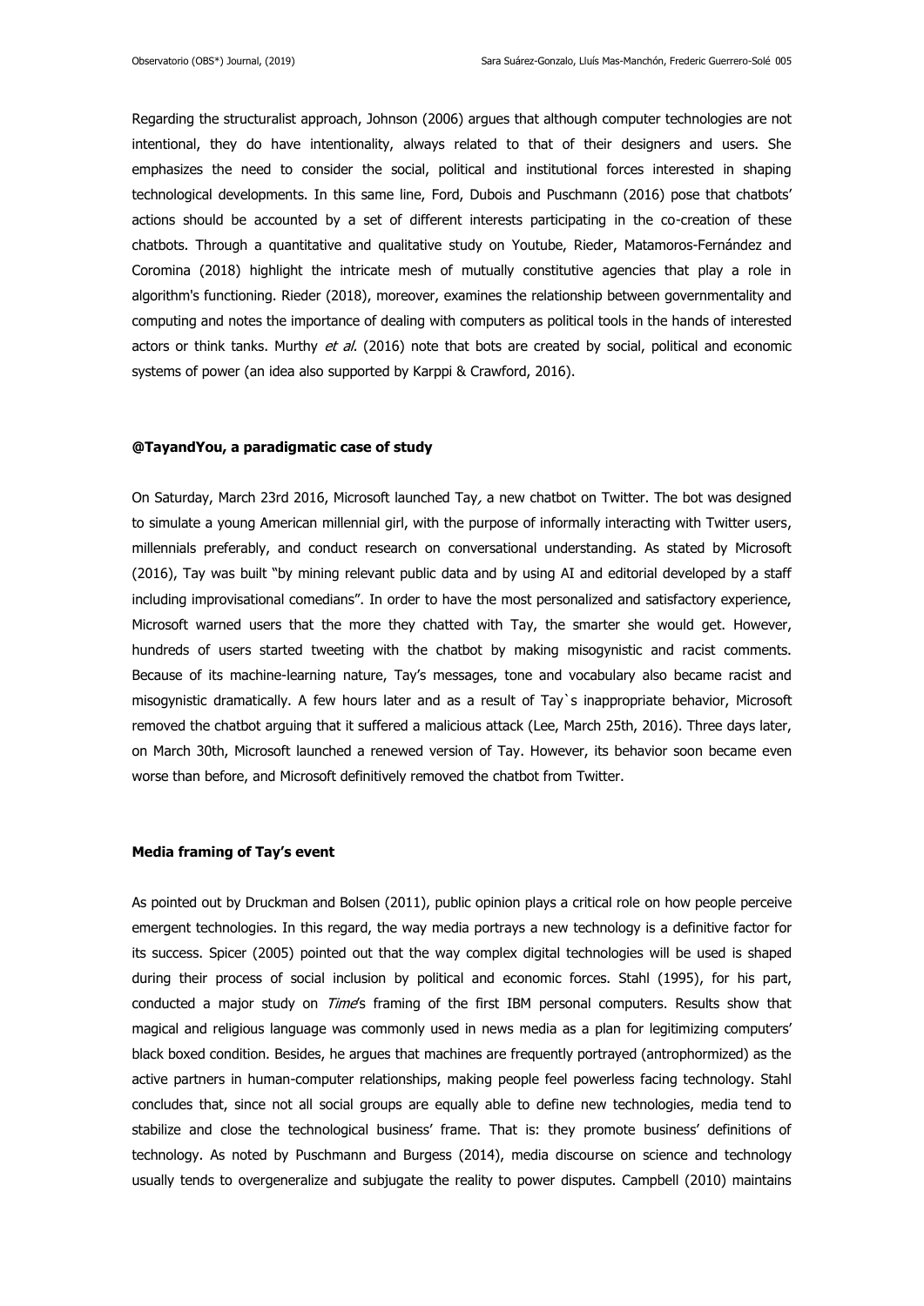Regarding the structuralist approach, Johnson (2006) argues that although computer technologies are not intentional, they do have intentionality, always related to that of their designers and users. She emphasizes the need to consider the social, political and institutional forces interested in shaping technological developments. In this same line, Ford, Dubois and Puschmann (2016) pose that chatbots' actions should be accounted by a set of different interests participating in the co-creation of these chatbots. Through a quantitative and qualitative study on Youtube, Rieder, Matamoros-Fernández and Coromina (2018) highlight the intricate mesh of mutually constitutive agencies that play a role in algorithm's functioning. Rieder (2018), moreover, examines the relationship between governmentality and computing and notes the importance of dealing with computers as political tools in the hands of interested actors or think tanks. Murthy *et al.* (2016) note that bots are created by social, political and economic systems of power (an idea also supported by Karppi & Crawford, 2016).

**@TayandYou, a paradigmatic case of study**

On Saturday, March 23rd 2016, Microsoft launched Tay*,* a new chatbot on Twitter. The bot was designed to simulate a young American millennial girl, with the purpose of informally interacting with Twitter users, millennials preferably, and conduct research on conversational understanding. As stated by Microsoft (2016), Tay was built "by mining relevant public data and by using AI and editorial developed by a staff including improvisational comedians". In order to have the most personalized and satisfactory experience, Microsoft warned users that the more they chatted with Tay, the smarter she would get. However, hundreds of users started tweeting with the chatbot by making misogynistic and racist comments. Because of its machine-learning nature, Tay's messages, tone and vocabulary also became racist and misogynistic dramatically. A few hours later and as a result of Tay`s inappropriate behavior, Microsoft removed the chatbot arguing that it suffered a malicious attack (Lee, March 25th, 2016). Three days later, on March 30th, Microsoft launched a renewed version of Tay. However, its behavior soon became even worse than before, and Microsoft definitively removed the chatbot from Twitter.

**Media framing of Tay's event**

As pointed out by Druckman and Bolsen (2011), public opinion plays a critical role on how people perceive emergent technologies. In this regard, the way media portrays a new technology is a definitive factor for its success. Spicer (2005) pointed out that the way complex digital technologies will be used is shaped during their process of social inclusion by political and economic forces. Stahl (1995), for his part, conducted a major study on *Time*'s framing of the first IBM personal computers. Results show that magical and religious language was commonly used in news media as a plan for legitimizing computers' black boxed condition. Besides, he argues that machines are frequently portrayed (antrophormized) as the active partners in human-computer relationships, making people feel powerless facing technology. Stahl concludes that, since not all social groups are equally able to define new technologies, media tend to stabilize and close the technological business' frame. That is: they promote business' definitions of technology. As noted by Puschmann and Burgess (2014), media discourse on science and technology usually tends to overgeneralize and subjugate the reality to power disputes. Campbell (2010) maintains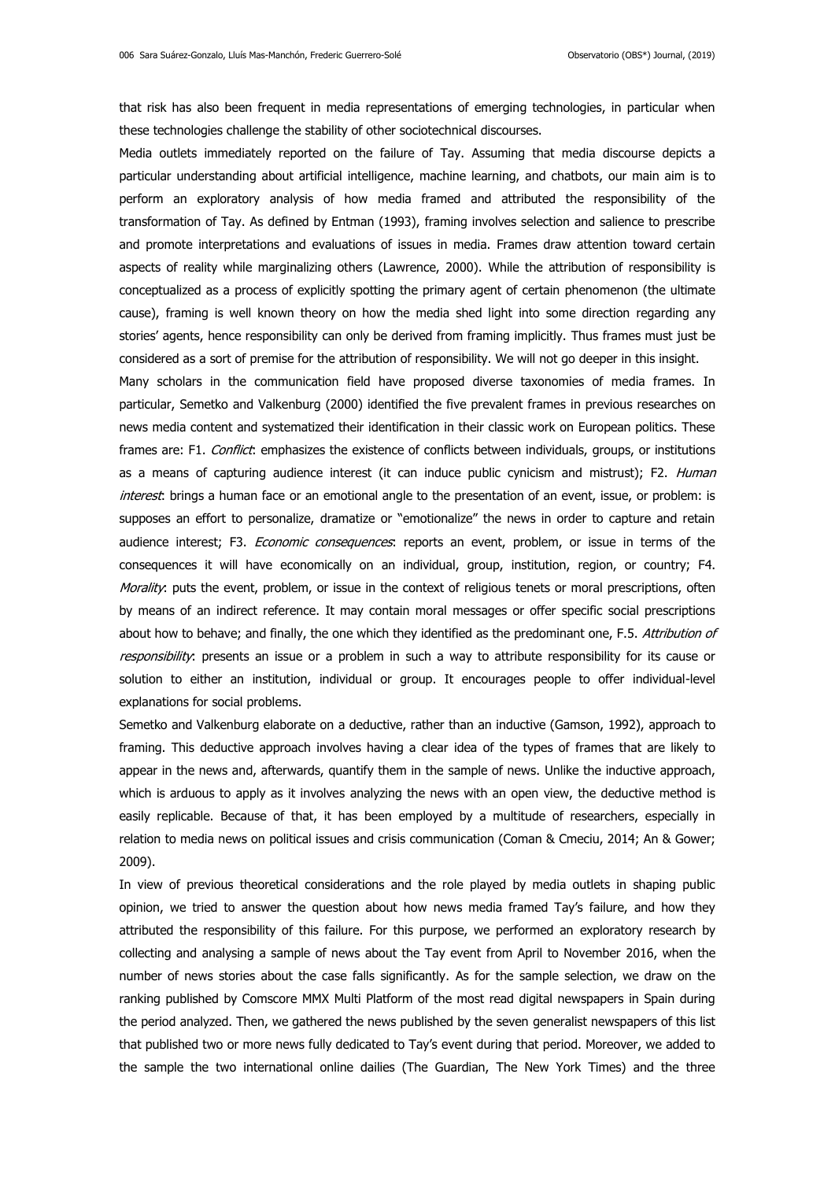that risk has also been frequent in media representations of emerging technologies, in particular when these technologies challenge the stability of other sociotechnical discourses.

Media outlets immediately reported on the failure of Tay. Assuming that media discourse depicts a particular understanding about artificial intelligence, machine learning, and chatbots, our main aim is to perform an exploratory analysis of how media framed and attributed the responsibility of the transformation of Tay. As defined by Entman (1993), framing involves selection and salience to prescribe and promote interpretations and evaluations of issues in media. Frames draw attention toward certain aspects of reality while marginalizing others (Lawrence, 2000). While the attribution of responsibility is conceptualized as a process of explicitly spotting the primary agent of certain phenomenon (the ultimate cause), framing is well known theory on how the media shed light into some direction regarding any stories' agents, hence responsibility can only be derived from framing implicitly. Thus frames must just be considered as a sort of premise for the attribution of responsibility. We will not go deeper in this insight.

Many scholars in the communication field have proposed diverse taxonomies of media frames. In particular, Semetko and Valkenburg (2000) identified the five prevalent frames in previous researches on news media content and systematized their identification in their classic work on European politics. These frames are: F1. *Conflict*: emphasizes the existence of conflicts between individuals, groups, or institutions as a means of capturing audience interest (it can induce public cynicism and mistrust); F2. *Human interest*: brings a human face or an emotional angle to the presentation of an event, issue, or problem: is supposes an effort to personalize, dramatize or "emotionalize" the news in order to capture and retain audience interest; F3. *Economic consequences*: reports an event, problem, or issue in terms of the consequences it will have economically on an individual, group, institution, region, or country; F4. *Morality*: puts the event, problem, or issue in the context of religious tenets or moral prescriptions, often by means of an indirect reference. It may contain moral messages or offer specific social prescriptions about how to behave; and finally, the one which they identified as the predominant one, F.5. *Attribution of responsibility*: presents an issue or a problem in such a way to attribute responsibility for its cause or solution to either an institution, individual or group. It encourages people to offer individual-level explanations for social problems.

Semetko and Valkenburg elaborate on a deductive, rather than an inductive (Gamson, 1992), approach to framing. This deductive approach involves having a clear idea of the types of frames that are likely to appear in the news and, afterwards, quantify them in the sample of news. Unlike the inductive approach, which is arduous to apply as it involves analyzing the news with an open view, the deductive method is easily replicable. Because of that, it has been employed by a multitude of researchers, especially in relation to media news on political issues and crisis communication (Coman & Cmeciu, 2014; An & Gower; 2009).

In view of previous theoretical considerations and the role played by media outlets in shaping public opinion, we tried to answer the question about how news media framed Tay's failure, and how they attributed the responsibility of this failure. For this purpose, we performed an exploratory research by collecting and analysing a sample of news about the Tay event from April to November 2016, when the number of news stories about the case falls significantly. As for the sample selection, we draw on the ranking published by Comscore MMX Multi Platform of the most read digital newspapers in Spain during the period analyzed. Then, we gathered the news published by the seven generalist newspapers of this list that published two or more news fully dedicated to Tay's event during that period. Moreover, we added to the sample the two international online dailies (The Guardian, The New York Times) and the three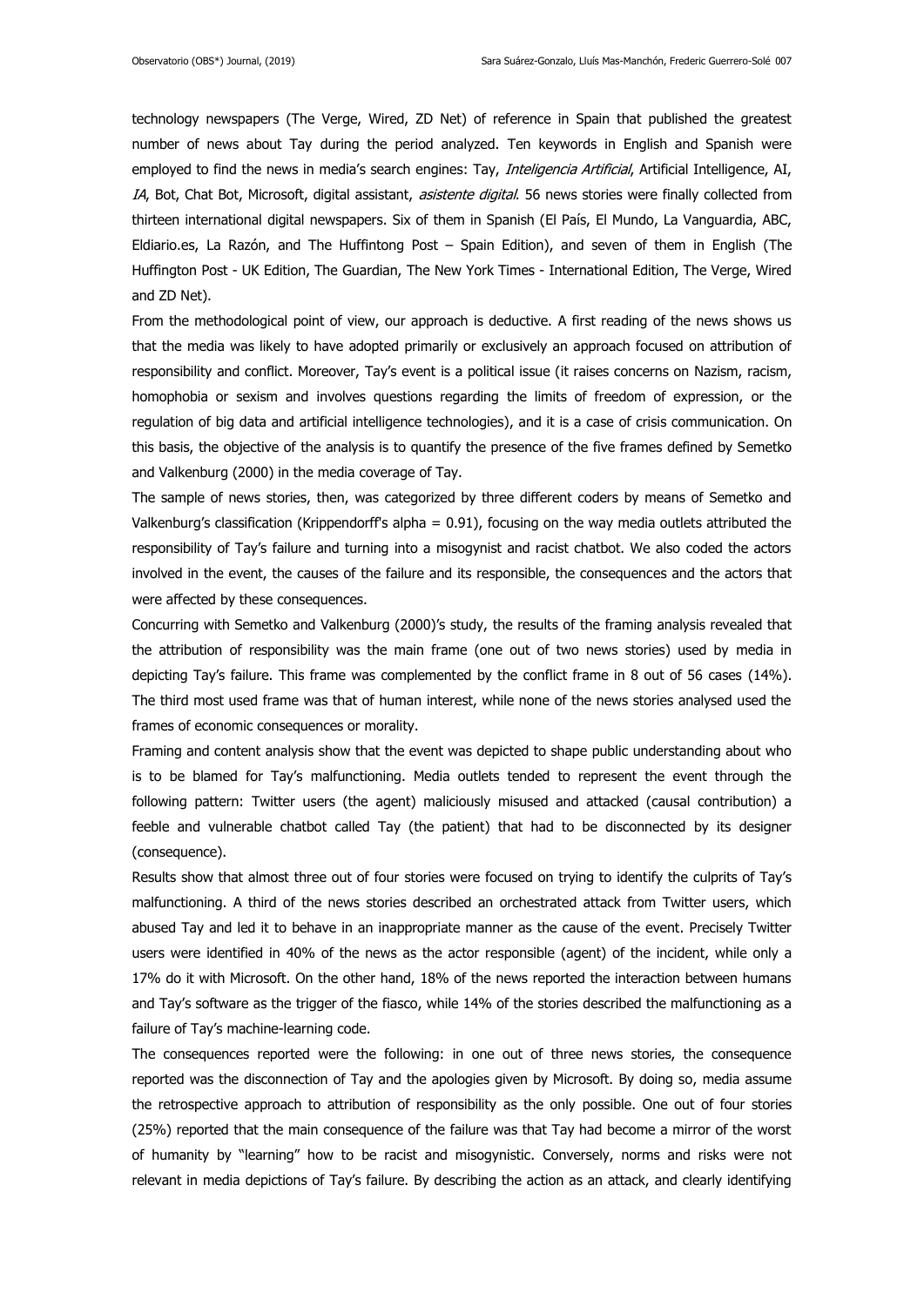technology newspapers (The Verge, Wired, ZD Net) of reference in Spain that published the greatest number of news about Tay during the period analyzed. Ten keywords in English and Spanish were employed to find the news in media's search engines: Tay, *Inteligencia Artificial*, Artificial Intelligence, AI, *IA*, Bot, Chat Bot, Microsoft, digital assistant, *asistente digital*. 56 news stories were finally collected from thirteen international digital newspapers. Six of them in Spanish (El País, El Mundo, La Vanguardia, ABC, Eldiario.es, La Razón, and The Huffintong Post – Spain Edition), and seven of them in English (The Huffington Post - UK Edition, The Guardian, The New York Times - International Edition, The Verge, Wired and ZD Net).

From the methodological point of view, our approach is deductive. A first reading of the news shows us that the media was likely to have adopted primarily or exclusively an approach focused on attribution of responsibility and conflict. Moreover, Tay's event is a political issue (it raises concerns on Nazism, racism, homophobia or sexism and involves questions regarding the limits of freedom of expression, or the regulation of big data and artificial intelligence technologies), and it is a case of crisis communication. On this basis, the objective of the analysis is to quantify the presence of the five frames defined by Semetko and Valkenburg (2000) in the media coverage of Tay.

The sample of news stories, then, was categorized by three different coders by means of Semetko and Valkenburg's classification (Krippendorff's alpha = 0.91), focusing on the way media outlets attributed the responsibility of Tay's failure and turning into a misogynist and racist chatbot. We also coded the actors involved in the event, the causes of the failure and its responsible, the consequences and the actors that were affected by these consequences.

Concurring with Semetko and Valkenburg (2000)'s study, the results of the framing analysis revealed that the attribution of responsibility was the main frame (one out of two news stories) used by media in depicting Tay's failure. This frame was complemented by the conflict frame in 8 out of 56 cases (14%). The third most used frame was that of human interest, while none of the news stories analysed used the frames of economic consequences or morality.

Framing and content analysis show that the event was depicted to shape public understanding about who is to be blamed for Tay's malfunctioning. Media outlets tended to represent the event through the following pattern: Twitter users (the agent) maliciously misused and attacked (causal contribution) a feeble and vulnerable chatbot called Tay (the patient) that had to be disconnected by its designer (consequence).

Results show that almost three out of four stories were focused on trying to identify the culprits of Tay's malfunctioning. A third of the news stories described an orchestrated attack from Twitter users, which abused Tay and led it to behave in an inappropriate manner as the cause of the event. Precisely Twitter users were identified in 40% of the news as the actor responsible (agent) of the incident, while only a 17% do it with Microsoft. On the other hand, 18% of the news reported the interaction between humans and Tay's software as the trigger of the fiasco, while 14% of the stories described the malfunctioning as a failure of Tay's machine-learning code.

The consequences reported were the following: in one out of three news stories, the consequence reported was the disconnection of Tay and the apologies given by Microsoft. By doing so, media assume the retrospective approach to attribution of responsibility as the only possible. One out of four stories (25%) reported that the main consequence of the failure was that Tay had become a mirror of the worst of humanity by "learning" how to be racist and misogynistic. Conversely, norms and risks were not relevant in media depictions of Tay's failure. By describing the action as an attack, and clearly identifying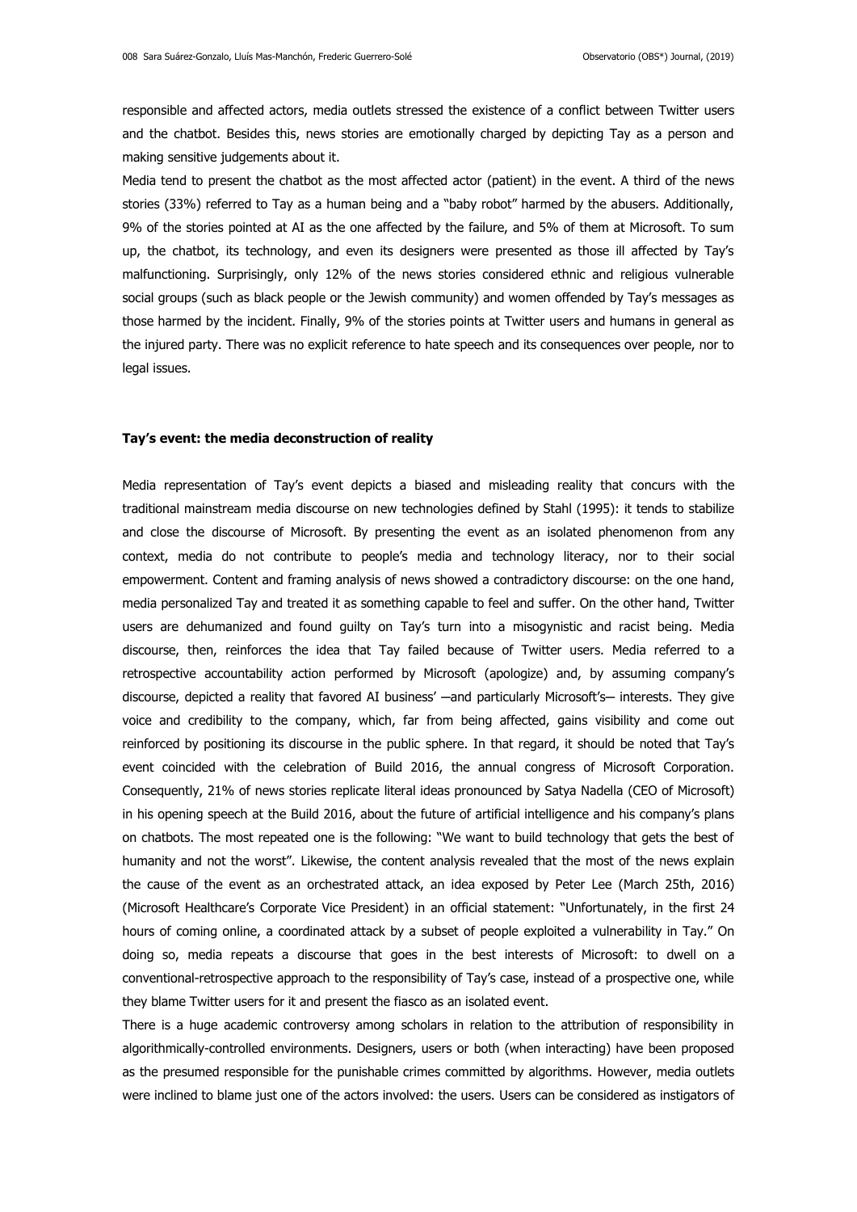responsible and affected actors, media outlets stressed the existence of a conflict between Twitter users and the chatbot. Besides this, news stories are emotionally charged by depicting Tay as a person and making sensitive judgements about it.

Media tend to present the chatbot as the most affected actor (patient) in the event. A third of the news stories (33%) referred to Tay as a human being and a "baby robot" harmed by the abusers. Additionally, 9% of the stories pointed at AI as the one affected by the failure, and 5% of them at Microsoft. To sum up, the chatbot, its technology, and even its designers were presented as those ill affected by Tay's malfunctioning. Surprisingly, only 12% of the news stories considered ethnic and religious vulnerable social groups (such as black people or the Jewish community) and women offended by Tay's messages as those harmed by the incident. Finally, 9% of the stories points at Twitter users and humans in general as the injured party. There was no explicit reference to hate speech and its consequences over people, nor to legal issues.

### Tay's event: the media deconstruction of reality

Media representation of Tay's event depicts a biased and misleading reality that concurs with the traditional mainstream media discourse on new technologies defined by Stahl (1995): it tends to stabilize and close the discourse of Microsoft. By presenting the event as an isolated phenomenon from any context, media do not contribute to people's media and technology literacy, nor to their social empowerment. Content and framing analysis of news showed a contradictory discourse: on the one hand, media personalized Tay and treated it as something capable to feel and suffer. On the other hand, Twitter users are dehumanized and found guilty on Tay's turn into a misogynistic and racist being. Media discourse, then, reinforces the idea that Tay failed because of Twitter users. Media referred to a retrospective accountability action performed by Microsoft (apologize) and, by assuming company's discourse, depicted a reality that favored AI business' —and particularly Microsoft's— interests. They give voice and credibility to the company, which, far from being affected, gains visibility and come out reinforced by positioning its discourse in the public sphere. In that regard, it should be noted that Tay's event coincided with the celebration of Build 2016, the annual congress of Microsoft Corporation. Consequently, 21% of news stories replicate literal ideas pronounced by Satya Nadella (CEO of Microsoft) in his opening speech at the Build 2016, about the future of artificial intelligence and his company's plans on chatbots. The most repeated one is the following: "We want to build technology that gets the best of humanity and not the worst". Likewise, the content analysis revealed that the most of the news explain the cause of the event as an orchestrated attack, an idea exposed by Peter Lee (March 25th, 2016) (Microsoft Healthcare's Corporate Vice President) in an official statement: "Unfortunately, in the first 24 hours of coming online, a coordinated attack by a subset of people exploited a vulnerability in Tay." On doing so, media repeats a discourse that goes in the best interests of Microsoft: to dwell on a conventional-retrospective approach to the responsibility of Tay's case, instead of a prospective one, while they blame Twitter users for it and present the fiasco as an isolated event.

There is a huge academic controversy among scholars in relation to the attribution of responsibility in algorithmically-controlled environments. Designers, users or both (when interacting) have been proposed as the presumed responsible for the punishable crimes committed by algorithms. However, media outlets were inclined to blame just one of the actors involved: the users. Users can be considered as instigators of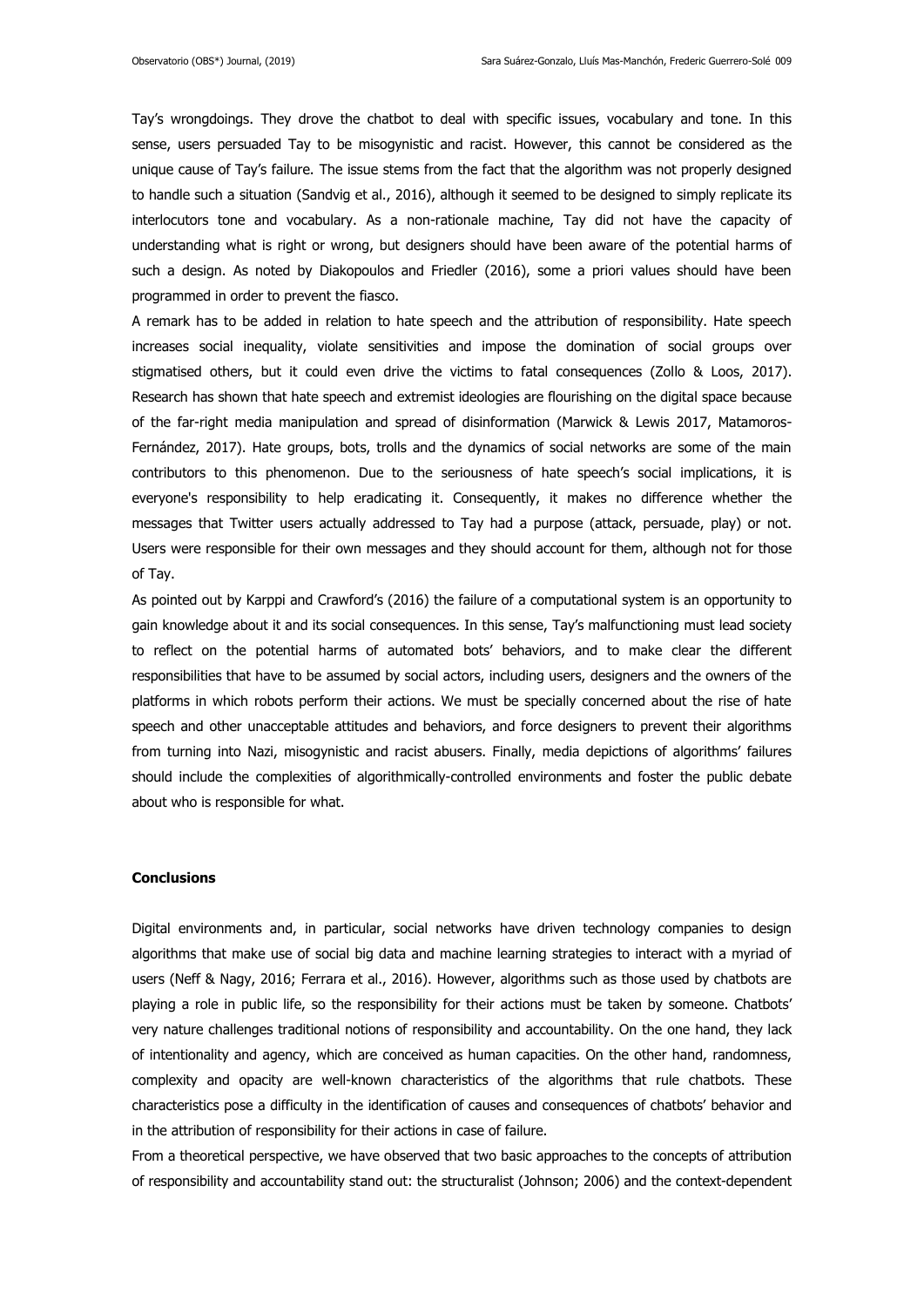Tay's wrongdoings. They drove the chatbot to deal with specific issues, vocabulary and tone. In this sense, users persuaded Tay to be misogynistic and racist. However, this cannot be considered as the unique cause of Tay's failure. The issue stems from the fact that the algorithm was not properly designed to handle such a situation (Sandvig et al., 2016), although it seemed to be designed to simply replicate its interlocutors tone and vocabulary. As a non-rationale machine, Tay did not have the capacity of understanding what is right or wrong, but designers should have been aware of the potential harms of such a design. As noted by Diakopoulos and Friedler (2016), some a priori values should have been programmed in order to prevent the fiasco.

A remark has to be added in relation to hate speech and the attribution of responsibility. Hate speech increases social inequality, violate sensitivities and impose the domination of social groups over stigmatised others, but it could even drive the victims to fatal consequences (Zollo & Loos, 2017). Research has shown that hate speech and extremist ideologies are flourishing on the digital space because of the far-right media manipulation and spread of disinformation (Marwick & Lewis 2017, Matamoros-Fernández, 2017). Hate groups, bots, trolls and the dynamics of social networks are some of the main contributors to this phenomenon. Due to the seriousness of hate speech's social implications, it is everyone's responsibility to help eradicating it. Consequently, it makes no difference whether the messages that Twitter users actually addressed to Tay had a purpose (attack, persuade, play) or not. Users were responsible for their own messages and they should account for them, although not for those of Tay.

As pointed out by Karppi and Crawford's (2016) the failure of a computational system is an opportunity to gain knowledge about it and its social consequences. In this sense, Tay's malfunctioning must lead society to reflect on the potential harms of automated bots' behaviors, and to make clear the different responsibilities that have to be assumed by social actors, including users, designers and the owners of the platforms in which robots perform their actions. We must be specially concerned about the rise of hate speech and other unacceptable attitudes and behaviors, and force designers to prevent their algorithms from turning into Nazi, misogynistic and racist abusers. Finally, media depictions of algorithms' failures should include the complexities of algorithmically-controlled environments and foster the public debate about who is responsible for what.

## Conclusions

Digital environments and, in particular, social networks have driven technology companies to design algorithms that make use of social big data and machine learning strategies to interact with a myriad of users (Neff & Nagy, 2016; Ferrara et al., 2016). However, algorithms such as those used by chatbots are playing a role in public life, so the responsibility for their actions must be taken by someone. Chatbots' very nature challenges traditional notions of responsibility and accountability. On the one hand, they lack of intentionality and agency, which are conceived as human capacities. On the other hand, randomness, complexity and opacity are well-known characteristics of the algorithms that rule chatbots. These characteristics pose a difficulty in the identification of causes and consequences of chatbots' behavior and in the attribution of responsibility for their actions in case of failure.

From a theoretical perspective, we have observed that two basic approaches to the concepts of attribution of responsibility and accountability stand out: the structuralist (Johnson; 2006) and the context-dependent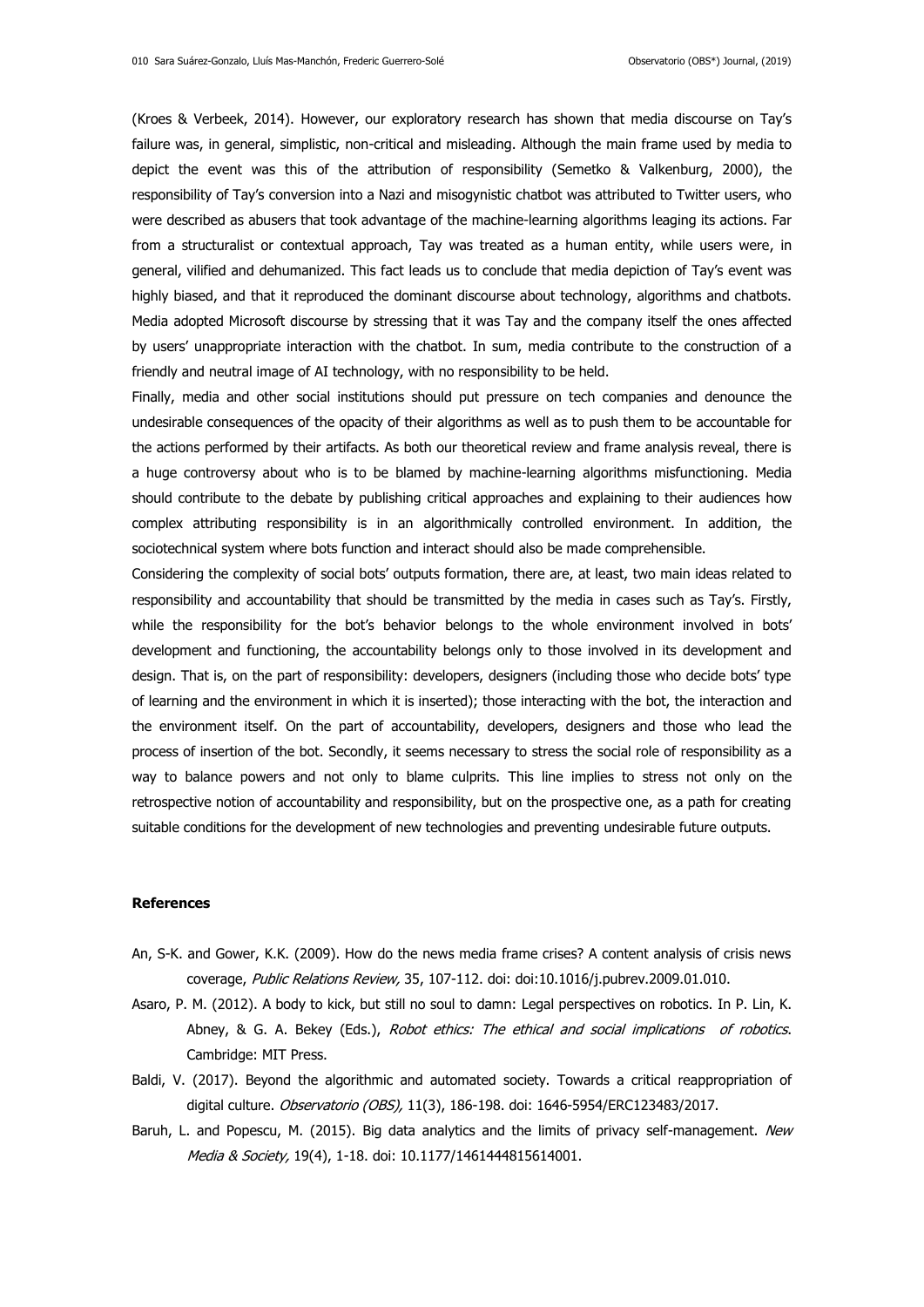(Kroes & Verbeek, 2014). However, our exploratory research has shown that media discourse on Tay's failure was, in general, simplistic, non-critical and misleading. Although the main frame used by media to depict the event was this of the attribution of responsibility (Semetko & Valkenburg, 2000), the responsibility of Tay's conversion into a Nazi and misogynistic chatbot was attributed to Twitter users, who were described as abusers that took advantage of the machine-learning algorithms leaging its actions. Far from a structuralist or contextual approach, Tay was treated as a human entity, while users were, in general, vilified and dehumanized. This fact leads us to conclude that media depiction of Tay's event was highly biased, and that it reproduced the dominant discourse about technology, algorithms and chatbots. Media adopted Microsoft discourse by stressing that it was Tay and the company itself the ones affected by users' unappropriate interaction with the chatbot. In sum, media contribute to the construction of a friendly and neutral image of AI technology, with no responsibility to be held.

Finally, media and other social institutions should put pressure on tech companies and denounce the undesirable consequences of the opacity of their algorithms as well as to push them to be accountable for the actions performed by their artifacts. As both our theoretical review and frame analysis reveal, there is a huge controversy about who is to be blamed by machine-learning algorithms misfunctioning. Media should contribute to the debate by publishing critical approaches and explaining to their audiences how complex attributing responsibility is in an algorithmically controlled environment. In addition, the sociotechnical system where bots function and interact should also be made comprehensible.

Considering the complexity of social bots' outputs formation, there are, at least, two main ideas related to responsibility and accountability that should be transmitted by the media in cases such as Tay's. Firstly, while the responsibility for the bot's behavior belongs to the whole environment involved in bots' development and functioning, the accountability belongs only to those involved in its development and design. That is, on the part of responsibility: developers, designers (including those who decide bots' type of learning and the environment in which it is inserted); those interacting with the bot, the interaction and the environment itself. On the part of accountability, developers, designers and those who lead the process of insertion of the bot. Secondly, it seems necessary to stress the social role of responsibility as a way to balance powers and not only to blame culprits. This line implies to stress not only on the retrospective notion of accountability and responsibility, but on the prospective one, as a path for creating suitable conditions for the development of new technologies and preventing undesirable future outputs.

## References

An, S-K. and Gower, K.K. (2009). How do the news media frame crises? A content analysis of crisis news coverage, *Public Relations Review,* 35, 107-112. doi: doi:10.1016/j.pubrev.2009.01.010.

Asaro, P. M. (2012). A body to kick, but still no soul to damn: Legal perspectives on robotics. In P. Lin, K. Abney, & G. A. Bekey (Eds.), *Robot ethics: The ethical and social implications of robotics*. Cambridge: MIT Press.

Baldi, V. (2017). Beyond the algorithmic and automated society. Towards a critical reappropriation of digital culture. *Observatorio (OBS),* 11(3), 186-198. doi: 1646-5954/ERC123483/2017.

Baruh, L. and Popescu, M. (2015). Big data analytics and the limits of privacy self-management. *New Media & Society,* 19(4), 1-18. doi: 10.1177/1461444815614001.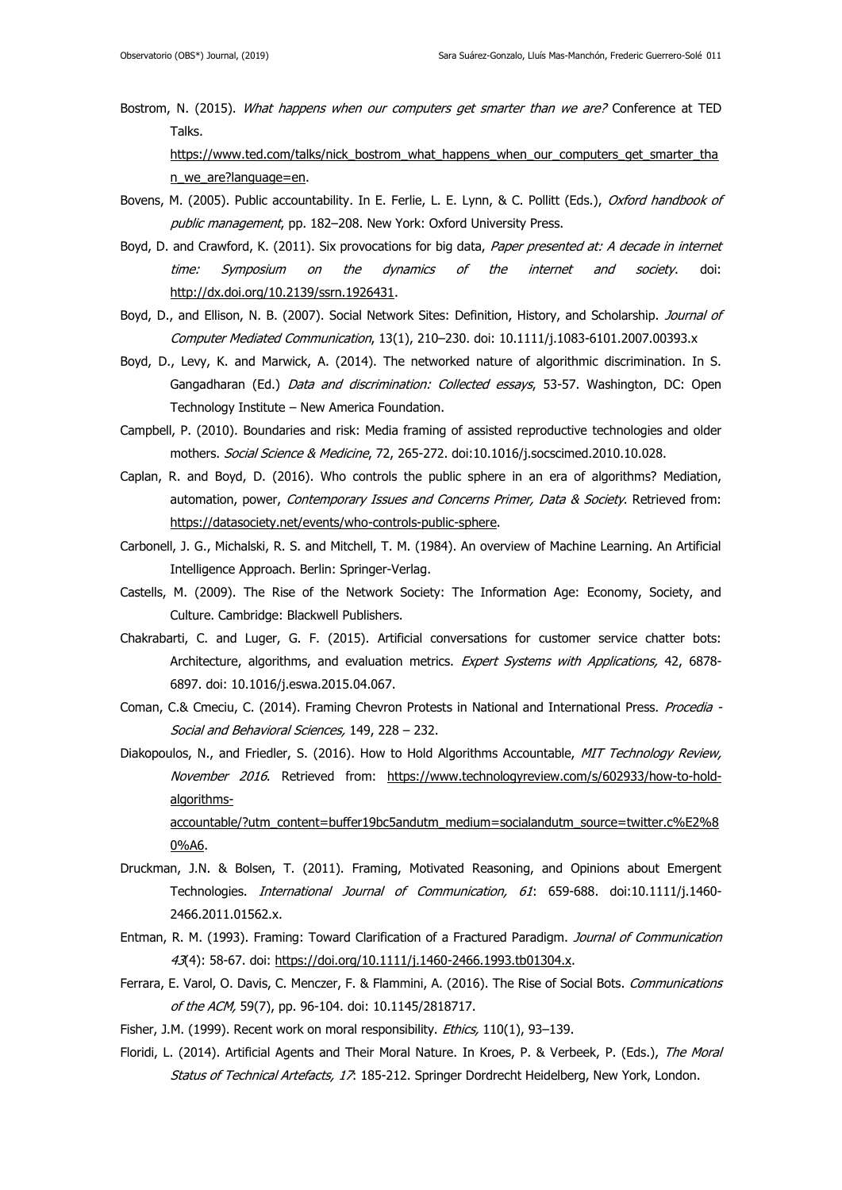Bostrom, N. (2015). *What happens when our computers get smarter than we are?* Conference at TED Talks. https://www.ted.com/talks/nick_bostrom_what_happens_when_our_computers_get_smarter_than_we_are?language=en.

Bovens, M. (2005). Public accountability. In E. Ferlie, L. E. Lynn, & C. Pollitt (Eds.), *Oxford handbook of public management*, pp. 182–208. New York: Oxford University Press.

Boyd, D. and Crawford, K. (2011). Six provocations for big data, *Paper presented at: A decade in internet time: Symposium on the dynamics of the internet and society*. doi: http://dx.doi.org/10.2139/ssrn.1926431.

Boyd, D., and Ellison, N. B. (2007). Social Network Sites: Definition, History, and Scholarship. *Journal of Computer Mediated Communication*, 13(1), 210–230. doi: 10.1111/j.1083-6101.2007.00393.x

Boyd, D., Levy, K. and Marwick, A. (2014). The networked nature of algorithmic discrimination. In S. Gangadharan (Ed.) *Data and discrimination: Collected essays*, 53-57. Washington, DC: Open Technology Institute – New America Foundation.

Campbell, P. (2010). Boundaries and risk: Media framing of assisted reproductive technologies and older mothers. *Social Science & Medicine*, 72, 265-272. doi:10.1016/j.socscimed.2010.10.028.

Caplan, R. and Boyd, D. (2016). Who controls the public sphere in an era of algorithms? Mediation, automation, power, *Contemporary Issues and Concerns Primer, Data & Society*. Retrieved from: https://datasociety.net/events/who-controls-public-sphere.

Carbonell, J. G., Michalski, R. S. and Mitchell, T. M. (1984). An overview of Machine Learning. An Artificial Intelligence Approach. Berlin: Springer-Verlag.

Castells, M. (2009). The Rise of the Network Society: The Information Age: Economy, Society, and Culture. Cambridge: Blackwell Publishers.

Chakrabarti, C. and Luger, G. F. (2015). Artificial conversations for customer service chatter bots: Architecture, algorithms, and evaluation metrics. *Expert Systems with Applications,* 42, 6878-6897. doi: 10.1016/j.eswa.2015.04.067.

Coman, C.& Cmeciu, C. (2014). Framing Chevron Protests in National and International Press. *Procedia - Social and Behavioral Sciences,* 149, 228 – 232.

Diakopoulos, N., and Friedler, S. (2016). How to Hold Algorithms Accountable, *MIT Technology Review, November 2016*. Retrieved from: https://www.technologyreview.com/s/602933/how-to-hold-algorithms-accountable/?utm_content=buffer19bc5andutm_medium=socialandutm_source=twitter.c%E2%80%A6.

Druckman, J.N. & Bolsen, T. (2011). Framing, Motivated Reasoning, and Opinions about Emergent Technologies. *International Journal of Communication, 61*: 659-688. doi:10.1111/j.1460-2466.2011.01562.x.

Entman, R. M. (1993). Framing: Toward Clarification of a Fractured Paradigm. *Journal of Communication 43*(4): 58-67. doi: https://doi.org/10.1111/j.1460-2466.1993.tb01304.x.

Ferrara, E. Varol, O. Davis, C. Menczer, F. & Flammini, A. (2016). The Rise of Social Bots. *Communications of the ACM,* 59(7), pp. 96-104. doi: 10.1145/2818717.

Fisher, J.M. (1999). Recent work on moral responsibility. *Ethics,* 110(1), 93–139.

Floridi, L. (2014). Artificial Agents and Their Moral Nature. In Kroes, P. & Verbeek, P. (Eds.), *The Moral Status of Technical Artefacts, 17*: 185-212. Springer Dordrecht Heidelberg, New York, London.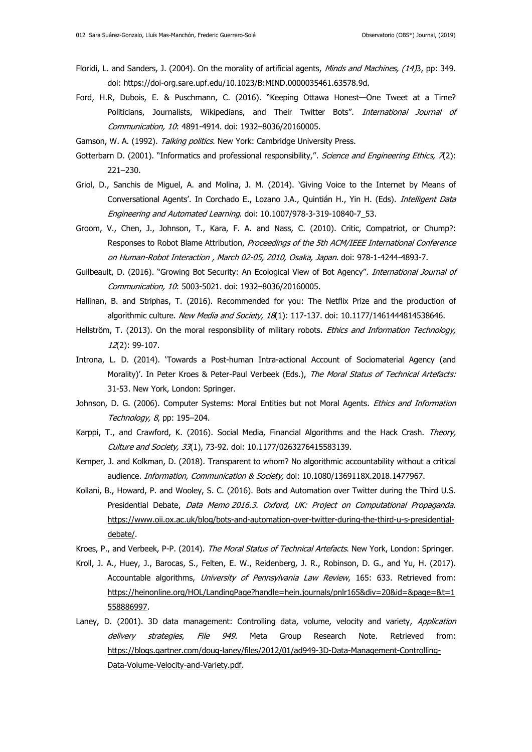Floridi, L. and Sanders, J. (2004). On the morality of artificial agents, *Minds and Machines, (14)*3, pp: 349. doi: https://doi-org.sare.upf.edu/10.1023/B:MIND.0000035461.63578.9d.

Ford, H.R, Dubois, E. & Puschmann, C. (2016). "Keeping Ottawa Honest—One Tweet at a Time? Politicians, Journalists, Wikipedians, and Their Twitter Bots". *International Journal of Communication, 10*: 4891-4914. doi: 1932–8036/20160005.

Gamson, W. A. (1992). *Talking politics*. New York: Cambridge University Press.

Gotterbarn D. (2001). "Informatics and professional responsibility,". *Science and Engineering Ethics, 7*(2): 221–230.

Griol, D., Sanchis de Miguel, A. and Molina, J. M. (2014). 'Giving Voice to the Internet by Means of Conversational Agents'. In Corchado E., Lozano J.A., Quintián H., Yin H. (Eds). *Intelligent Data Engineering and Automated Learning*. doi: 10.1007/978-3-319-10840-7_53.

Groom, V., Chen, J., Johnson, T., Kara, F. A. and Nass, C. (2010). Critic, Compatriot, or Chump?: Responses to Robot Blame Attribution, *Proceedings of the 5th ACM/IEEE International Conference on Human-Robot Interaction , March 02-05, 2010, Osaka, Japan*. doi: 978-1-4244-4893-7.

Guilbeault, D. (2016). "Growing Bot Security: An Ecological View of Bot Agency". *International Journal of Communication, 10*: 5003-5021. doi: 1932–8036/20160005.

Hallinan, B. and Striphas, T. (2016). Recommended for you: The Netflix Prize and the production of algorithmic culture. *New Media and Society, 18*(1): 117-137. doi: 10.1177/1461444814538646.

Hellström, T. (2013). On the moral responsibility of military robots. *Ethics and Information Technology, 12*(2): 99-107.

Introna, L. D. (2014). 'Towards a Post-human Intra-actional Account of Sociomaterial Agency (and Morality)'. In Peter Kroes & Peter-Paul Verbeek (Eds.), *The Moral Status of Technical Artefacts:* 31-53. New York, London: Springer.

Johnson, D. G. (2006). Computer Systems: Moral Entities but not Moral Agents. *Ethics and Information Technology, 8*, pp: 195–204.

Karppi, T., and Crawford, K. (2016). Social Media, Financial Algorithms and the Hack Crash. *Theory, Culture and Society, 33*(1), 73-92. doi: 10.1177/0263276415583139.

Kemper, J. and Kolkman, D. (2018). Transparent to whom? No algorithmic accountability without a critical audience. *Information, Communication & Society,* doi: 10.1080/1369118X.2018.1477967.

Kollani, B., Howard, P. and Wooley, S. C. (2016). Bots and Automation over Twitter during the Third U.S. Presidential Debate, *Data Memo 2016.3. Oxford, UK: Project on Computational Propaganda*. https://www.oii.ox.ac.uk/blog/bots-and-automation-over-twitter-during-the-third-u-s-presidential-debate/.

Kroes, P., and Verbeek, P-P. (2014). *The Moral Status of Technical Artefacts*. New York, London: Springer.

Kroll, J. A., Huey, J., Barocas, S., Felten, E. W., Reidenberg, J. R., Robinson, D. G., and Yu, H. (2017). Accountable algorithms, *University of Pennsylvania Law Review*, 165: 633. Retrieved from: https://heinonline.org/HOL/LandingPage?handle=hein.journals/pnlr165&div=20&id=&page=&t=1558886997.

Laney, D. (2001). 3D data management: Controlling data, volume, velocity and variety, *Application delivery strategies*, *File 949.* Meta Group Research Note. Retrieved from: https://blogs.gartner.com/doug-laney/files/2012/01/ad949-3D-Data-Management-Controlling-Data-Volume-Velocity-and-Variety.pdf.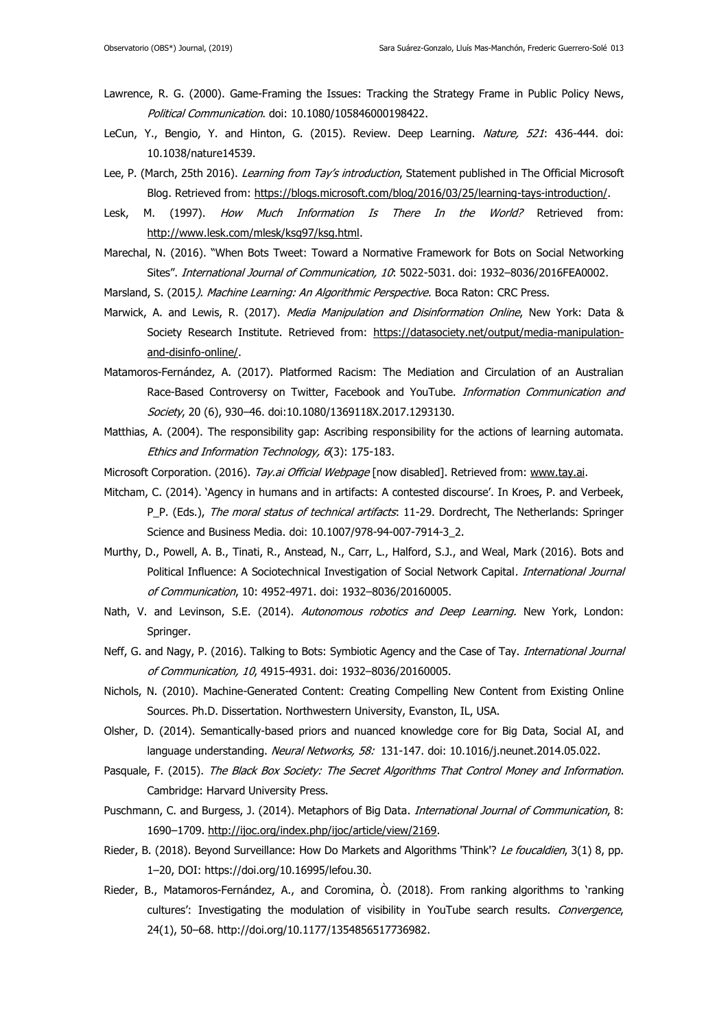Lawrence, R. G. (2000). Game-Framing the Issues: Tracking the Strategy Frame in Public Policy News, *Political Communication*. doi: 10.1080/105846000198422.

LeCun, Y., Bengio, Y. and Hinton, G. (2015). Review. Deep Learning. *Nature, 521*: 436-444. doi: 10.1038/nature14539.

Lee, P. (March, 25th 2016). *Learning from Tay's introduction*, Statement published in The Official Microsoft Blog. Retrieved from: https://blogs.microsoft.com/blog/2016/03/25/learning-tays-introduction/.

Lesk, M. (1997). *How Much Information Is There In the World?* Retrieved from: http://www.lesk.com/mlesk/ksg97/ksg.html.

Marechal, N. (2016). "When Bots Tweet: Toward a Normative Framework for Bots on Social Networking Sites". *International Journal of Communication, 10*: 5022-5031. doi: 1932–8036/2016FEA0002.

Marsland, S. (2015*). Machine Learning: An Algorithmic Perspective.* Boca Raton: CRC Press.

Marwick, A. and Lewis, R. (2017). *Media Manipulation and Disinformation Online*, New York: Data & Society Research Institute. Retrieved from: https://datasociety.net/output/media-manipulation-and-disinfo-online/.

Matamoros-Fernández, A. (2017). Platformed Racism: The Mediation and Circulation of an Australian Race-Based Controversy on Twitter, Facebook and YouTube. *Information Communication and Society*, 20 (6), 930–46. doi:10.1080/1369118X.2017.1293130.

Matthias, A. (2004). The responsibility gap: Ascribing responsibility for the actions of learning automata. *Ethics and Information Technology, 6*(3): 175-183.

Microsoft Corporation. (2016). *Tay.ai Official Webpage* [now disabled]. Retrieved from: www.tay.ai.

Mitcham, C. (2014). 'Agency in humans and in artifacts: A contested discourse'. In Kroes, P. and Verbeek, P_P. (Eds.), *The moral status of technical artifacts*: 11-29. Dordrecht, The Netherlands: Springer Science and Business Media. doi: 10.1007/978-94-007-7914-3_2.

Murthy, D., Powell, A. B., Tinati, R., Anstead, N., Carr, L., Halford, S.J., and Weal, Mark (2016). Bots and Political Influence: A Sociotechnical Investigation of Social Network Capital*. International Journal of Communication*, 10: 4952-4971. doi: 1932–8036/20160005.

Nath, V. and Levinson, S.E. (2014). *Autonomous robotics and Deep Learning.* New York, London: Springer.

Neff, G. and Nagy, P. (2016). Talking to Bots: Symbiotic Agency and the Case of Tay. *International Journal of Communication, 10*, 4915-4931. doi: 1932–8036/20160005.

Nichols, N. (2010). Machine-Generated Content: Creating Compelling New Content from Existing Online Sources. Ph.D. Dissertation. Northwestern University, Evanston, IL, USA.

Olsher, D. (2014). Semantically-based priors and nuanced knowledge core for Big Data, Social AI, and language understanding. *Neural Networks, 58:* 131-147. doi: 10.1016/j.neunet.2014.05.022.

Pasquale, F. (2015). *The Black Box Society: The Secret Algorithms That Control Money and Information*. Cambridge: Harvard University Press.

Puschmann, C. and Burgess, J. (2014). Metaphors of Big Data. *International Journal of Communication*, 8: 1690–1709. http://ijoc.org/index.php/ijoc/article/view/2169.

Rieder, B. (2018). Beyond Surveillance: How Do Markets and Algorithms 'Think'? *Le foucaldien*, 3(1) 8, pp. 1–20, DOI: https://doi.org/10.16995/lefou.30.

Rieder, B., Matamoros-Fernández, A., and Coromina, Ò. (2018). From ranking algorithms to 'ranking cultures': Investigating the modulation of visibility in YouTube search results. *Convergence*, 24(1), 50–68. http://doi.org/10.1177/1354856517736982.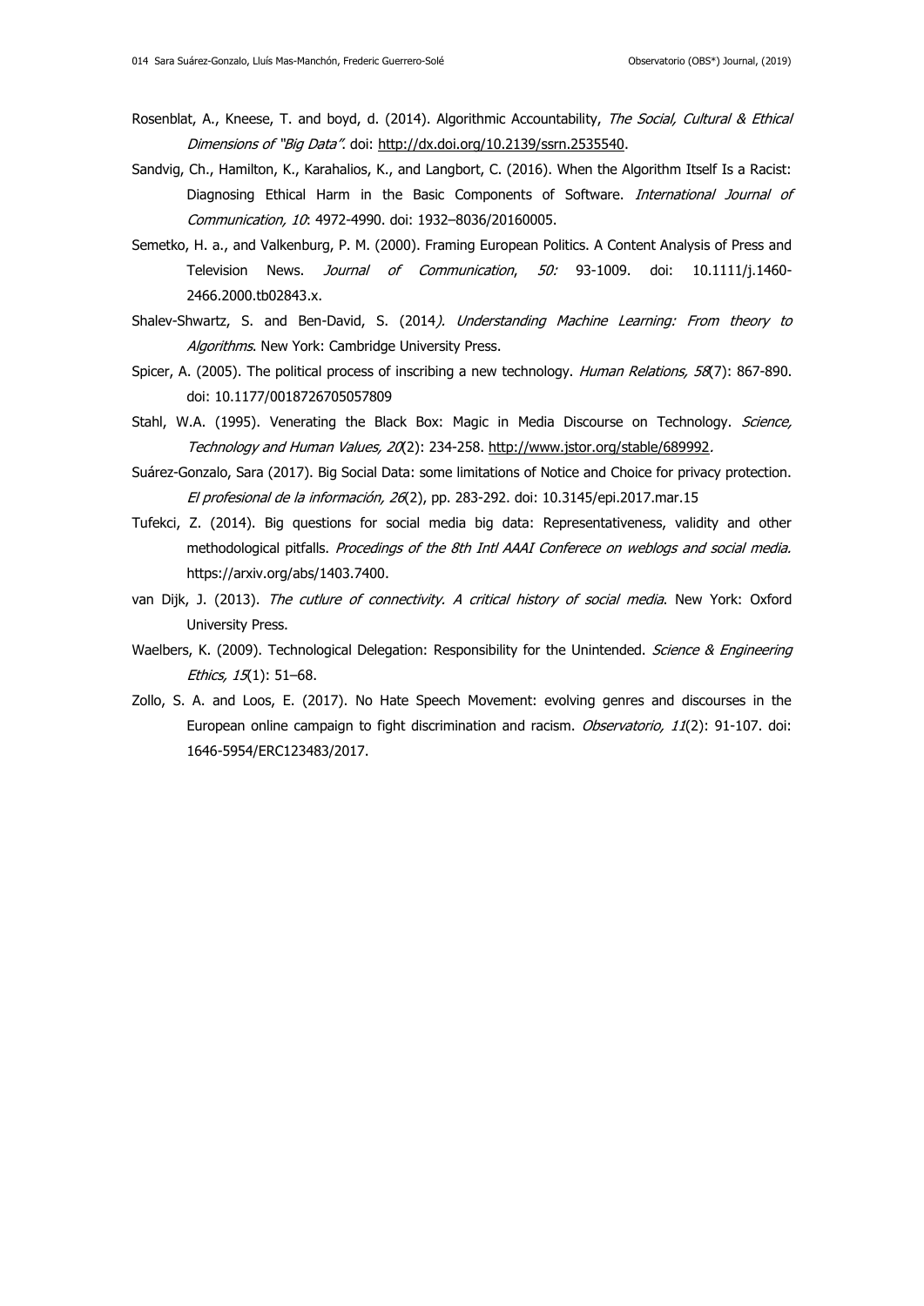Rosenblat, A., Kneese, T. and boyd, d. (2014). Algorithmic Accountability, *The Social, Cultural & Ethical Dimensions of "Big Data"*. doi: http://dx.doi.org/10.2139/ssrn.2535540.

Sandvig, Ch., Hamilton, K., Karahalios, K., and Langbort, C. (2016). When the Algorithm Itself Is a Racist: Diagnosing Ethical Harm in the Basic Components of Software. *International Journal of Communication, 10*: 4972-4990. doi: 1932–8036/20160005.

Semetko, H. a., and Valkenburg, P. M. (2000). Framing European Politics. A Content Analysis of Press and Television News. *Journal of Communication*, *50:* 93-1009. doi: 10.1111/j.1460-2466.2000.tb02843.x.

Shalev-Shwartz, S. and Ben-David, S. (2014*). Understanding Machine Learning: From theory to Algorithms*. New York: Cambridge University Press.

Spicer, A. (2005). The political process of inscribing a new technology. *Human Relations, 58*(7): 867-890. doi: 10.1177/0018726705057809

Stahl, W.A. (1995). Venerating the Black Box: Magic in Media Discourse on Technology. *Science, Technology and Human Values, 20*(2): 234-258. http://www.jstor.org/stable/689992.

Suárez-Gonzalo, Sara (2017). Big Social Data: some limitations of Notice and Choice for privacy protection. *El profesional de la información, 26*(2), pp. 283-292. doi: 10.3145/epi.2017.mar.15

Tufekci, Z. (2014). Big questions for social media big data: Representativeness, validity and other methodological pitfalls. *Procedings of the 8th Intl AAAI Conferece on weblogs and social media.* https://arxiv.org/abs/1403.7400.

van Dijk, J. (2013). *The cutlure of connectivity. A critical history of social media*. New York: Oxford University Press.

Waelbers, K. (2009). Technological Delegation: Responsibility for the Unintended. *Science & Engineering Ethics, 15*(1): 51–68.

Zollo, S. A. and Loos, E. (2017). No Hate Speech Movement: evolving genres and discourses in the European online campaign to fight discrimination and racism. *Observatorio, 11*(2): 91-107. doi: 1646-5954/ERC123483/2017.